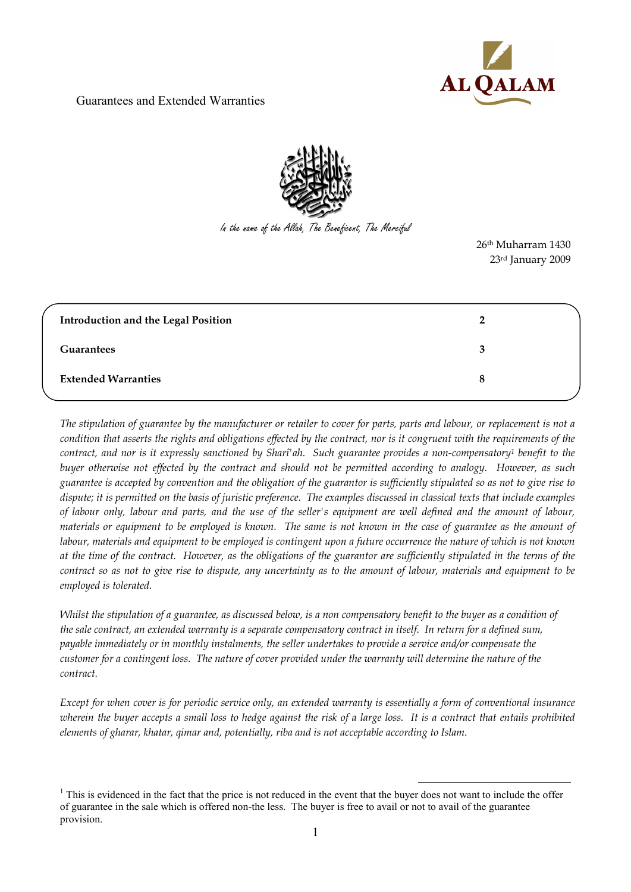Guarantees and Extended Warranties

In the name of the Allah, The Beneficent, The Merciful

26th Muharram 1430
23rd January 2009

| | |
|---|---|
| **Introduction and the Legal Position** | **2** |
| **Guarantees** | **3** |
| **Extended Warranties** | **8** |

*The stipulation of guarantee by the manufacturer or retailer to cover for parts, parts and labour, or replacement is not a condition that asserts the rights and obligations effected by the contract, nor is it congruent with the requirements of the contract, and nor is it expressly sanctioned by Sharî'ah. Such guarantee provides a non-compensatory[1] benefit to the buyer otherwise not effected by the contract and should not be permitted according to analogy. However, as such guarantee is accepted by convention and the obligation of the guarantor is sufficiently stipulated so as not to give rise to dispute; it is permitted on the basis of juristic preference. The examples discussed in classical texts that include examples of labour only, labour and parts, and the use of the seller's equipment are well defined and the amount of labour, materials or equipment to be employed is known. The same is not known in the case of guarantee as the amount of labour, materials and equipment to be employed is contingent upon a future occurrence the nature of which is not known at the time of the contract. However, as the obligations of the guarantor are sufficiently stipulated in the terms of the contract so as not to give rise to dispute, any uncertainty as to the amount of labour, materials and equipment to be employed is tolerated.*

*Whilst the stipulation of a guarantee, as discussed below, is a non compensatory benefit to the buyer as a condition of the sale contract, an extended warranty is a separate compensatory contract in itself. In return for a defined sum, payable immediately or in monthly instalments, the seller undertakes to provide a service and/or compensate the customer for a contingent loss. The nature of cover provided under the warranty will determine the nature of the contract.*

*Except for when cover is for periodic service only, an extended warranty is essentially a form of conventional insurance wherein the buyer accepts a small loss to hedge against the risk of a large loss. It is a contract that entails prohibited elements of gharar, khatar, qimar and, potentially, riba and is not acceptable according to Islam.*

[1] This is evidenced in the fact that the price is not reduced in the event that the buyer does not want to include the offer of guarantee in the sale which is offered non-the less. The buyer is free to avail or not to avail of the guarantee provision.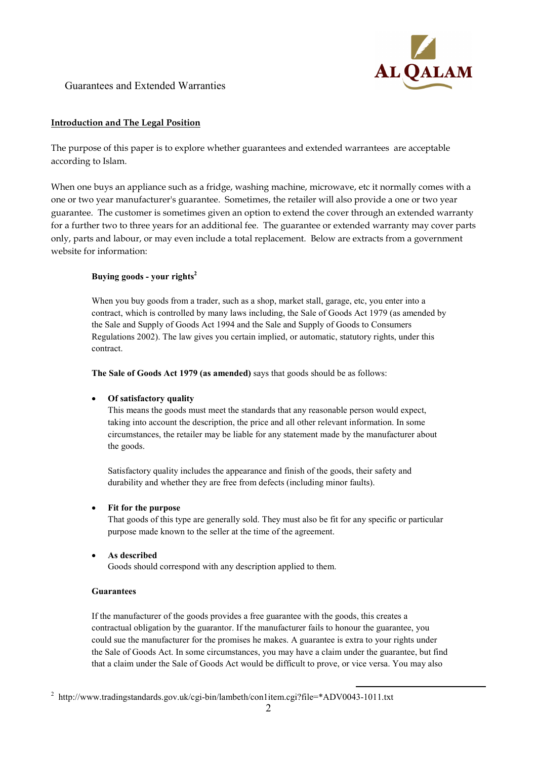Guarantees and Extended Warranties

## Introduction and The Legal Position

The purpose of this paper is to explore whether guarantees and extended warrantees are acceptable according to Islam.

When one buys an appliance such as a fridge, washing machine, microwave, etc it normally comes with a one or two year manufacturer's guarantee. Sometimes, the retailer will also provide a one or two year guarantee. The customer is sometimes given an option to extend the cover through an extended warranty for a further two to three years for an additional fee. The guarantee or extended warranty may cover parts only, parts and labour, or may even include a total replacement. Below are extracts from a government website for information:

> **Buying goods - your rights**[2]
>
> When you buy goods from a trader, such as a shop, market stall, garage, etc, you enter into a contract, which is controlled by many laws including, the Sale of Goods Act 1979 (as amended by the Sale and Supply of Goods Act 1994 and the Sale and Supply of Goods to Consumers Regulations 2002). The law gives you certain implied, or automatic, statutory rights, under this contract.
>
> **The Sale of Goods Act 1979 (as amended)** says that goods should be as follows:
>
> - **Of satisfactory quality**
>   This means the goods must meet the standards that any reasonable person would expect, taking into account the description, the price and all other relevant information. In some circumstances, the retailer may be liable for any statement made by the manufacturer about the goods.
>
>   Satisfactory quality includes the appearance and finish of the goods, their safety and durability and whether they are free from defects (including minor faults).
>
> - **Fit for the purpose**
>   That goods of this type are generally sold. They must also be fit for any specific or particular purpose made known to the seller at the time of the agreement.
>
> - **As described**
>   Goods should correspond with any description applied to them.
>
> **Guarantees**
>
> If the manufacturer of the goods provides a free guarantee with the goods, this creates a contractual obligation by the guarantor. If the manufacturer fails to honour the guarantee, you could sue the manufacturer for the promises he makes. A guarantee is extra to your rights under the Sale of Goods Act. In some circumstances, you may have a claim under the guarantee, but find that a claim under the Sale of Goods Act would be difficult to prove, or vice versa. You may also

[2] http://www.tradingstandards.gov.uk/cgi-bin/lambeth/con1item.cgi?file=*ADV0043-1011.txt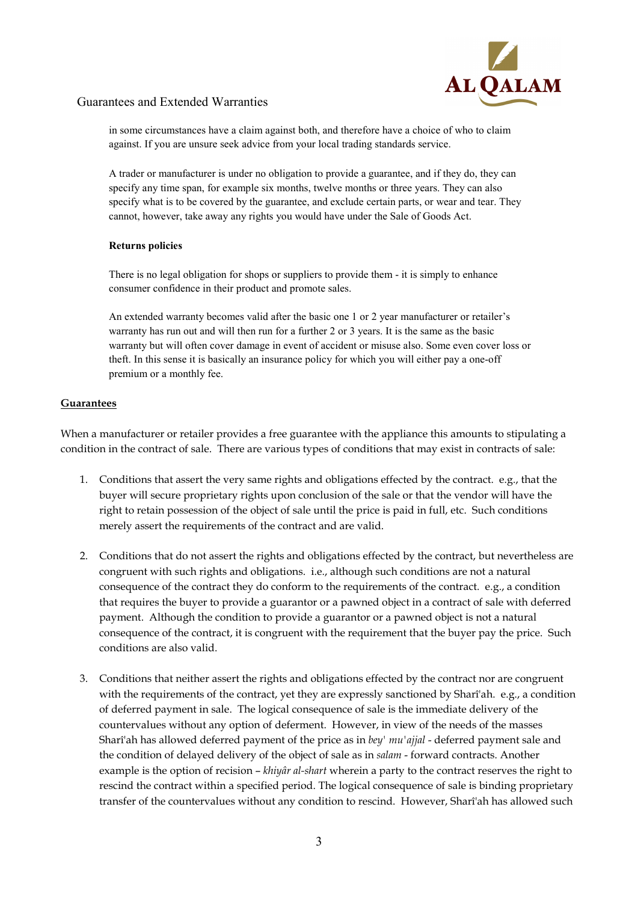in some circumstances have a claim against both, and therefore have a choice of who to claim against. If you are unsure seek advice from your local trading standards service.

A trader or manufacturer is under no obligation to provide a guarantee, and if they do, they can specify any time span, for example six months, twelve months or three years. They can also specify what is to be covered by the guarantee, and exclude certain parts, or wear and tear. They cannot, however, take away any rights you would have under the Sale of Goods Act.

**Returns policies**

There is no legal obligation for shops or suppliers to provide them - it is simply to enhance consumer confidence in their product and promote sales.

An extended warranty becomes valid after the basic one 1 or 2 year manufacturer or retailer's warranty has run out and will then run for a further 2 or 3 years. It is the same as the basic warranty but will often cover damage in event of accident or misuse also. Some even cover loss or theft. In this sense it is basically an insurance policy for which you will either pay a one-off premium or a monthly fee.

## Guarantees

When a manufacturer or retailer provides a free guarantee with the appliance this amounts to stipulating a condition in the contract of sale. There are various types of conditions that may exist in contracts of sale:

1. Conditions that assert the very same rights and obligations effected by the contract. e.g., that the buyer will secure proprietary rights upon conclusion of the sale or that the vendor will have the right to retain possession of the object of sale until the price is paid in full, etc. Such conditions merely assert the requirements of the contract and are valid.

2. Conditions that do not assert the rights and obligations effected by the contract, but nevertheless are congruent with such rights and obligations. i.e., although such conditions are not a natural consequence of the contract they do conform to the requirements of the contract. e.g., a condition that requires the buyer to provide a guarantor or a pawned object in a contract of sale with deferred payment. Although the condition to provide a guarantor or a pawned object is not a natural consequence of the contract, it is congruent with the requirement that the buyer pay the price. Such conditions are also valid.

3. Conditions that neither assert the rights and obligations effected by the contract nor are congruent with the requirements of the contract, yet they are expressly sanctioned by Sharî'ah. e.g., a condition of deferred payment in sale. The logical consequence of sale is the immediate delivery of the countervalues without any option of deferment. However, in view of the needs of the masses Sharî'ah has allowed deferred payment of the price as in *bey' mu'ajjal* - deferred payment sale and the condition of delayed delivery of the object of sale as in *salam* - forward contracts. Another example is the option of recision – *khiyâr al-shart* wherein a party to the contract reserves the right to rescind the contract within a specified period. The logical consequence of sale is binding proprietary transfer of the countervalues without any condition to rescind. However, Sharî'ah has allowed such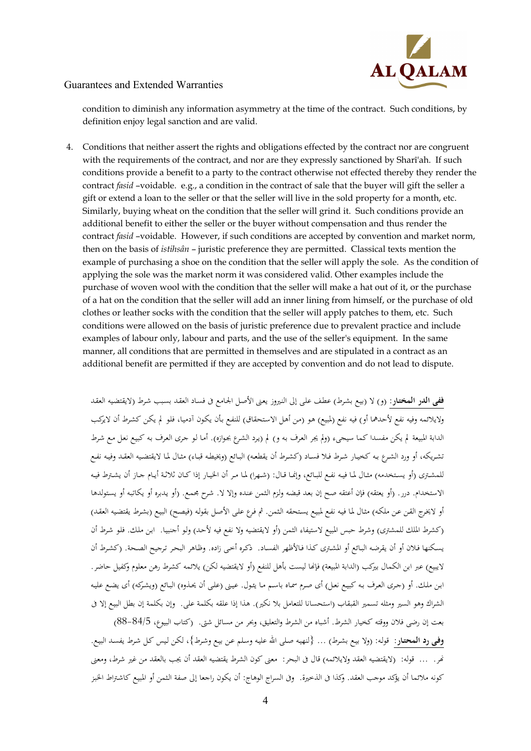condition to diminish any information asymmetry at the time of the contract. Such conditions, by definition enjoy legal sanction and are valid.

4. Conditions that neither assert the rights and obligations effected by the contract nor are congruent with the requirements of the contract, and nor are they expressly sanctioned by Sharī'ah. If such conditions provide a benefit to a party to the contract otherwise not effected thereby they render the contract *fasid* –voidable. e.g., a condition in the contract of sale that the buyer will gift the seller a gift or extend a loan to the seller or that the seller will live in the sold property for a month, etc. Similarly, buying wheat on the condition that the seller will grind it. Such conditions provide an additional benefit to either the seller or the buyer without compensation and thus render the contract *fasid* –voidable. However, if such conditions are accepted by convention and market norm, then on the basis of *istihsân* – juristic preference they are permitted. Classical texts mention the example of purchasing a shoe on the condition that the seller will apply the sole. As the condition of applying the sole was the market norm it was considered valid. Other examples include the purchase of woven wool with the condition that the seller will make a hat out of it, or the purchase of a hat on the condition that the seller will add an inner lining from himself, or the purchase of old clothes or leather socks with the condition that the seller will apply patches to them, etc. Such conditions were allowed on the basis of juristic preference due to prevalent practice and include examples of labour only, labour and parts, and the use of the seller's equipment. In the same manner, all conditions that are permitted in themselves and are stipulated in a contract as an additional benefit are permitted if they are accepted by convention and do not lead to dispute.

**ففي الدر المختار:** (و) لا (بيع بشرط) عطف على إلى النيروز يعنى الأصل الجامع فى فساد العقد بسبب شرط (لايقتضيه العقد ولايلائمه وفيه نفع لأحدهما أو) فيه نفع (لمبيع) هو (من أهل الاستحقاق) للنفع بأن يكون آدميا، فلو لم يكن كشرط أن لايركب الدابة المبيعة لم يكن مفسدا كما سيجيء (ولم يجر العرف به و) لم (يرد الشرع بجوازه). أما لو جرى العرف به كبيع نعل مع شرط تشريكه، أو ورد الشرع به كخيار شرط فلا فساد (كشرط أن يقطعه) البائع (ويخيطه قباء) مثال لما لايقتضيه العقد وفيه نفع للمشترى (أو يستخدمه) مثال لما فيه نفع للبائع، وإنما قال: (شهرا) لما مر أن الخيار إذا كان ثلاثة أيام جاز أن يشترط فيه الاستخدام. درر. (أو يعتقه) فإن أعتقه صح إن بعد قبضه ولزم الثمن عنده وإلا لا. شرح مجمع. (أو يدبره أو يكاتبه أو يستولدها أو لايخرج القن عن ملكه) مثال لما فيه نفع لمبيع يستحقه الثمن. ثم فرع على الأصل بقوله (فيصح) البيع (بشرط يقتضيه العقد) (كشرط الملك للمشترى) وشرط حبس المبيع لاستيفاء الثمن (أو لايقتضيه ولا نفع فيه لأحد) ولو أجنبيا. ابن ملك. فلو شرط أن يسكنها فلان أو أن يقرضه البائع أو المشترى كذا فالأظهر الفساد. ذكره أخي زاده. وظاهر البحر ترجيح الصحة. (كشرط أن لايبيع) عبر ابن الكمال بيركب (الدابة المبيعة) فإنها ليست بأهل للنفع (أو لايقتضيه لكن) يلائمه كشرط رهن معلوم وكفيل حاضر. ابن ملك. أو (جرى العرف به كبيع نعل) أى صرم سماه باسم ما يئول. عيني (على أن يحذوه) البائع (ويشركه) أى يضع عليه الشراك وهو السير ومثله تسمير القبقاب (استحسانا للتعامل بلا نكير). هذا إذا علقه بكلمة على. وإن بكلمة إن بطل البيع إلا فى بعت إن رضى فلان ووقته كخيار الشرط. أشباه من الشرط والتعليق، وبحر من مسائل شتى. (كتاب البيوع، 5/84-88)

**وفى رد المحتار:** قوله: (ولا بيع بشرط) ... {لنهيه صلى الله عليه وسلم عن بيع وشرط}، لكن ليس كل شرط يفسد البيع. نهر. ... قوله: (لايقتضيه العقد ولايلائمه) قال فى البحر: معنى كون الشرط يقتضيه العقد أن يجب بالعقد من غير شرط، ومعنى كونه ملائما أن يؤكد موجب العقد. وكذا فى الذخيرة. وفى السراج الوهاج: أن يكون راجعا إلى صفة الثمن أو المبيع كاشتراط الخبز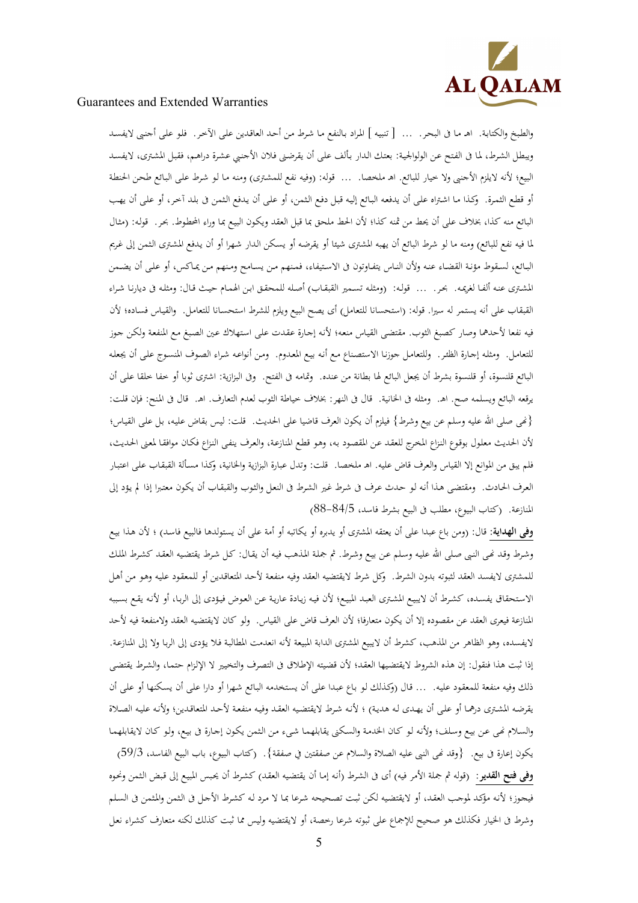والطبخ والكتابة. اهـ ما في البحر. ... [ تنبيه ] المراد بالنفع ما شرط من أحد العاقدين على الآخر. فلو على أجنبي لايفسد ويبطل الشرط، لما في الفتح عن الولوالجية: بعتك الدار بألف على أن يقرضني فلان الأجنبي عشرة دراهم، فقبل المشترى، لايفسد البيع؛ لأنه لايلزم الأجنبي ولا خيار للبائع. اهـ ملخصا. ... قوله: (وفيه نفع للمشترى) ومنه ما لو شرط على البائع طحن الحنطة أو قطع الثمرة. وكذا ما اشتراه على أن يدفعه البائع إليه قبل دفع الثمن، أو على أن يدفع الثمن فى بلد آخر، أو على أن يهب البائع منه كذا، بخلاف على أن يحط من ثمنه كذا؛ لأن الحط ملحق بما قبل العقد ويكون البيع بما وراء المحطوط. بحر. قوله: (مثال لما فيه نفع للبائع) ومنه ما لو شرط البائع أن يهبه المشترى شيئا أو يقرضه أو يسكن الدار شهرا أو أن يدفع المشترى الثمن إلى غريم البائع، لسقوط مؤنة القضاء عنه ولأن الناس يتفاوتون فى الاستيفاء، فمنهم من يسامح ومنهم من يماكس، أو على أن يضمن المشترى عنه ألفا لغريمه. بحر. ... قوله: (ومثله تسمير القبقاب) أصله للمحقق ابن الهمام حيث قال: ومثله فى ديارنا شراء القبقاب على أنه يستمر له سيرا. قوله: (استحسانا للتعامل) أى يصح البيع ويلزم للشرط استحسانا للتعامل. والقياس فساده؛ لأن فيه نفعا لأحدهما وصار كصبغ الثوب. مقتضى القياس منعه؛ لأنه إجارة عقدت على استهلاك عين الصبغ مع المنفعة ولكن جوز للتعامل. ومثله إجارة الظئر. وللتعامل جوزنا الاستصناع مع أنه بيع المعدوم. ومن أنواعه شراء الصوف المنسوج على أن يجعله البائع قلنسوة، أو قلنسوة بشرط أن يجعل البائع لها بطانة من عنده. وتمامه فى الفتح. وفى البزازية: اشترى ثوبا أو خفا خلقا على أن يرقعه البائع ويسلمه صح. اهـ. ومثله فى الخانية. قال فى النهر: بخلاف خياطة الثوب لعدم التعارف. اهـ. قال فى المنح: فإن قلت: {نهى صلى الله عليه وسلم عن بيع وشرط} فيلزم أن يكون العرف قاضيا على الحديث. قلت: ليس بقاض عليه، بل على القياس؛ لأن الحديث معلول بوقوع النزاع المخرج للعقد عن المقصود به، وهو قطع المنازعة، والعرف ينفى النزاع فكان موافقا لمعنى الحديث، فلم يبق من الموانع إلا القياس والعرف قاض عليه. اهـ ملخصا. قلت: وتدل عبارة البزازية والخانية، وكذا مسألة القبقاب على اعتبار العرف الحادث. ومقتضى هذا أنه لو حدث عرف فى شرط غير الشرط فى النعل والثوب والقبقاب أن يكون معتبرا إذا لم يؤد إلى المنازعة. (كتاب البيوع، مطلب فى البيع بشرط فاسد، 5/84-88)

**وفى الهداية:** قال: (ومن باع عبدا على أن يعتقه المشترى أو يدبره أو يكاتبه أو أمة على أن يستولدها فالبيع فاسد) ؛ لأن هذا بيع وشرط وقد نهى النبى صلى الله عليه وسلم عن بيع وشرط. ثم جملة المذهب فيه أن يقال: كل شرط يقتضيه العقد كشرط الملك للمشترى لايفسد العقد لثبوته بدون الشرط. وكل شرط لايقتضيه العقد وفيه منفعة لأحد المتعاقدين أو للمعقود عليه وهو من أهل الاستحقاق يفسده، كشرط أن لايبيع المشترى العبد المبيع؛ لأن فيه زيادة عارية عن العوض فيؤدى إلى الربا، أو لأنه يقع بسببه المنازعة فيعرى العقد عن مقصوده إلا أن يكون متعارفا؛ لأن العرف قاض على القياس. ولو كان لايقتضيه العقد ولامنفعة فيه لأحد لايفسده، وهو الظاهر من المذهب، كشرط أن لايبيع المشترى الدابة المبيعة لأنه انعدمت المطالبة فلا يؤدى إلى الربا ولا إلى المنازعة. إذا ثبت هذا فنقول: إن هذه الشروط لايقتضيها العقد؛ لأن قضيته الإطلاق فى التصرف والتخيير لا الإلزام حتما، والشرط يقتضى ذلك وفيه منفعة للمعقود عليه. ... قال (وكذلك لو باع عبدا على أن يستخدمه البائع شهرا أو دارا على أن يسكنها أو على أن يقرضه المشترى درهما أو على أن يهدى له هدية) ؛ لأنه شرط لايقتضيه العقد وفيه منفعة لأحد المتعاقدين؛ ولأنه عليه الصلاة والسلام نهى عن بيع وسلف؛ ولأنه لو كان الخدمة والسكنى يقابلهما شىء من الثمن يكون إجارة فى بيع، ولو كان لايقابلهما يكون إعارة فى بيع. {وقد نهى النبى عليه الصلاة والسلام عن صفقتين فى صفقة}. (كتاب البيوع، باب البيع الفاسد، 3/59)

**وفى فتح القدير:** (قوله ثم جملة الأمر فيه) أى فى الشرط (أنه إما أن يقتضيه العقد) كشرط أن يحبس المبيع إلى قبض الثمن ونحوه فيجوز؛ لأنه مؤكد لموجب العقد، أو لايقتضيه لكن ثبت تصحيحه شرعا بما لا مرد له كشرط الأجل فى الثمن والمثمن فى السلم وشرط فى الخيار فكذلك هو صحيح للإجماع على ثبوته شرعا رخصة، أو لايقتضيه وليس مما ثبت كذلك لكنه متعارف كشراء نعل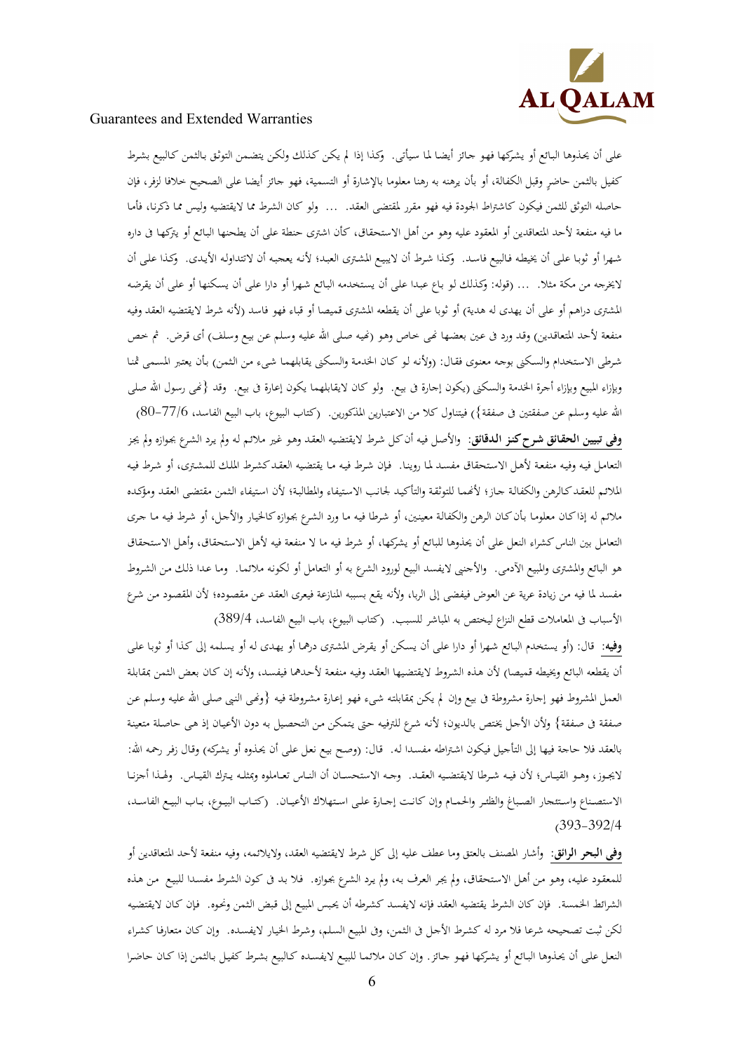على أن يحذوها البائع أو يشركها فهو جائز أيضا لما سيأتي. وكذا إذا لم يكن كذلك ولكن يتضمن التوثق بالثمن كالبيع بشرط كفيل بالثمن حاضرٍ وقبل الكفالة، أو بأن يرهنه به رهنا معلوما بالإشارة أو التسمية، فهو جائز أيضا على الصحيح خلافا لزفر، فإن حاصله التوثق للثمن فيكون كاشتراط الجودة فيه فهو مقرر لمقتضى العقد. ... ولو كان الشرط مما لايقتضيه وليس مما ذكرنا، فأما ما فيه منفعة لأحد المتعاقدين أو المعقود عليه وهو من أهل الاستحقاق، كأن اشترى حنطة على أن يطحنها البائع أو يتركها فى داره شهرا أو ثوبا على أن يخيطه فالبيع فاسد. وكذا شرط أن لايبيع المشترى العبد؛ لأنه يعجبه أن لاتتداوله الأيدى. وكذا على أن لايخرجه من مكة مثلا. ... (قوله: وكذلك لو باع عبدا على أن يستخدمه البائع شهرا أو دارا على أن يسكنها أو على أن يقرضه المشترى دراهم أو على أن يهدى له هدية) أو ثوبا على أن يقطعه المشترى قميصا أو قباء فهو فاسد (لأنه شرط لايقتضيه العقد وفيه منفعة لأحد المتعاقدين) وقد ورد فى عين بعضها نهى خاص وهو (نهيه صلى الله عليه وسلم عن بيع وسلف) أى قرض. ثم خص شرطى الاستخدام والسكنى بوجه معنوى فقال: (ولأنه لو كان الخدمة والسكنى يقابلهما شيء من الثمن) بأن يعتبر المسمى ثمنا وبإزاء المبيع وبإزاء أجرة الخدمة والسكنى (يكون إجارة فى بيع. ولو كان لايقابلهما يكون إعارة فى بيع. وقد {نهى رسول الله صلى الله عليه وسلم عن صفقتين فى صفقة}) فيتناول كلا من الاعتبارين المذكورين. (كتاب البيوع، باب البيع الفاسد، 6/77-80)

**وفى تبيين الحقائق شرح كنز الدقائق:** والأصل فيه أن كل شرط لايقتضيه العقد وهو غير ملائم له ولم يرد الشرع بجوازه ولم يجز التعامل فيه وفيه منفعة لأهل الاستحقاق مفسد لما روينا. فإن شرط فيه ما يقتضيه العقد كشرط الملك للمشترى، أو شرط فيه الملائم للعقد كالرهن والكفالة جاز؛ لأنهما للتوثقة والتأكيد لجانب الاستيفاء والمطالبة؛ لأن استيفاء الثمن مقتضى العقد ومؤكده ملائم له إذا كان معلوما بأن كان الرهن والكفالة معينين، أو شرطا فيه ما ورد الشرع بجوازه كالخيار والأجل، أو شرط فيه ما جرى التعامل بين الناس كشراء النعل على أن يحذوها للبائع أو يشركها، أو شرط فيه ما لا منفعة فيه لأهل الاستحقاق، وأهل الاستحقاق هو البائع والمشترى والمبيع الآدمى. والأجنبى لايفسد البيع لورود الشرع به أو التعامل أو لكونه ملائما. وما عدا ذلك من الشروط مفسد لما فيه من زيادة عرية عن العوض فيفضى إلى الربا، ولأنه يقع بسببه المنازعة فيعرى العقد عن مقصوده؛ لأن المقصود من شرع الأسباب فى المعاملات قطع النزاع ليختص به المباشر للسبب. (كتاب البيوع، باب البيع الفاسد، 4/389)

**وفيه:** قال: (أو يستخدم البائع شهرا أو دارا على أن يسكن أو يقرض المشترى درهما أو يهدى له أو يسلمه إلى كذا أو ثوبا على أن يقطعه البائع ويخيطه قميصا) لأن هذه الشروط لايقتضيها العقد وفيه منفعة لأحدهما فيفسد، ولأنه إن كان بعض الثمن بمقابلة العمل المشروط فهو إجارة مشروطة فى بيع وإن لم يكن بمقابلته شيء فهو إعارة مشروطة فيه {ونهى النبى صلى الله عليه وسلم عن صفقة فى صفقة} ولأن الأجل يختص بالديون؛ لأنه شرع للترفيه حتى يتمكن من التحصيل به دون الأعيان إذ هى حاصلة متعينة بالعقد فلا حاجة فيها إلى التأجيل فيكون اشتراطه مفسدا له. قال: (وصح بيع نعل على أن يحذوه أو يشركه) وقال زفر رحمه الله: لايجوز، وهو القياس؛ لأن فيه شرطا لايقتضيه العقد. وجه الاستحسان أن الناس تعاملوه ومثله يترك القياس. ولهذا أجزنا الاستصناع واستئجار الصباغ والظئر والحمام وإن كانت إجارة على استهلاك الأعيان. (كتاب البيوع، باب البيع الفاسد، 4/392-393)

**وفى البحر الرائق:** وأشار المصنف بالعتق وما عطف عليه إلى كل شرط لايقتضيه العقد، ولايلائمه، وفيه منفعة لأحد المتعاقدين أو للمعقود عليه، وهو من أهل الاستحقاق، ولم يجر العرف به، ولم يرد الشرع بجوازه. فلا بد فى كون الشرط مفسدا للبيع من هذه الشرائط الخمسة. فإن كان الشرط يقتضيه العقد فإنه لايفسد كشرطه أن يحبس المبيع إلى قبض الثمن ونحوه. فإن كان لايقتضيه لكن ثبت تصحيحه شرعا فلا مرد له كشرط الأجل فى الثمن، وفى المبيع السلم، وشرط الخيار لايفسده. وإن كان متعارفا كشراء النعل على أن يحذوها البائع أو يشركها فهو جائز. وإن كان ملائما للبيع لايفسده كالبيع بشرط كفيل بالثمن إذا كان حاضرا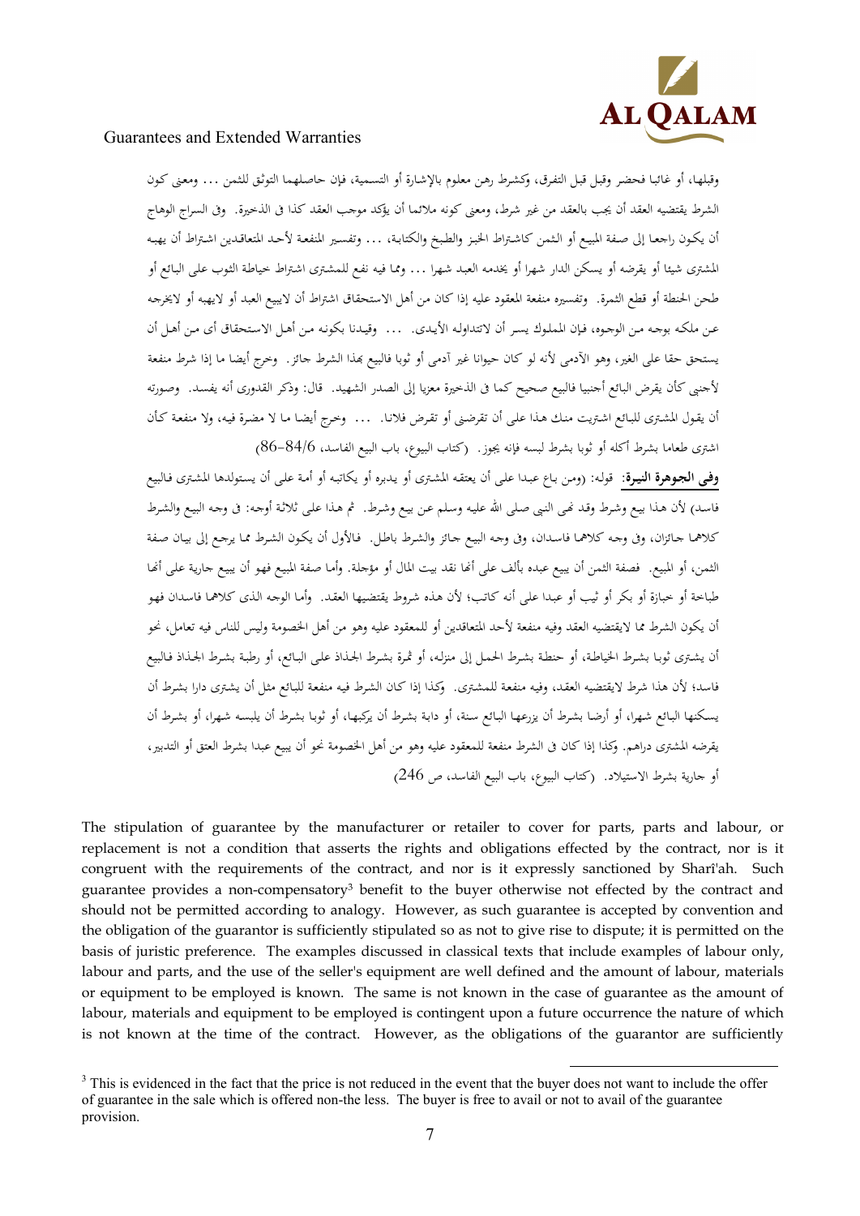وقبلها، أو غائبا فحضر وقبل قبل التفرق، وكشرط رهن معلوم بالإشارة أو التسمية، فإن حاصلهما التوثق للثمن ... ومعنى كون الشرط يقتضيه العقد أن يجب بالعقد من غير شرط، ومعنى كونه ملائما أن يؤكد موجب العقد كذا في الذخيرة. وفي السراج الوهاج أن يكون راجعا إلى صفة المبيع أو الثمن كاشتراط الخبز والطبخ والكتابة، ... وتفسير المنفعة لأحد المتعاقدين اشتراط أن يهبه المشترى شيئا أو يقرضه أو يسكن الدار شهرا أو يخدمه العبد شهرا ... ومما فيه نفع للمشترى اشتراط خياطة الثوب على البائع أو طحن الحنطة أو قطع الثمرة. وتفسيره منفعة المعقود عليه إذا كان من أهل الاستحقاق اشتراط أن لايبيع العبد أو لايهبه أو لايخرجه عن ملكه بوجه من الوجوه، فإن المملوك يسر أن لاتتداوله الأيدى. ... وقيدنا بكونه من أهل الاستحقاق أى من أهل أن يستحق حقا على الغير، وهو الآدمى لأنه لو كان حيوانا غير آدمى أو ثوبا فالبيع بهذا الشرط جائز. وخرج أيضا ما إذا شرط منفعة لأجنبى كأن يقرض البائع أجنبيا فالبيع صحيح كما في الذخيرة معزيا إلى الصدر الشهيد. قال: وذكر القدورى أنه يفسد. وصورته أن يقول المشترى للبائع اشتريت منك هذا على أن تقرضنى أو تقرض فلانا. ... وخرج أيضا ما لا مضرة فيه، ولا منفعة كأن اشترى طعاما بشرط أكله أو ثوبا بشرط لبسه فإنه يجوز. (كتاب البيوع، باب البيع الفاسد، 6/84-86)

**وفى الجوهرة النيرة**: قوله: (ومن باع عبدا على أن يعتقه المشترى أو يدبره أو يكاتبه أو أمة على أن يستولدها المشترى فالبيع فاسد) لأن هذا بيع وشرط وقد نهى النبى صلى الله عليه وسلم عن بيع وشرط. ثم هذا على ثلاثة أوجه: فى وجه البيع والشرط كلاهما جائزان، وفى وجه كلاهما فاسدان، وفى وجه البيع جائز والشرط باطل. فالأول أن يكون الشرط مما يرجع إلى بيان صفة الثمن، أو المبيع. فصفة الثمن أن يبيع عبده بألف على أنها نقد بيت المال أو مؤجلة. وأما صفة المبيع فهو أن يبيع جارية على أنها طباخة أو خبازة أو بكر أو ثيب أو عبدا على أنه كاتب؛ لأن هذه شروط يقتضيها العقد. وأما الوجه الذى كلاهما فاسدان فهو أن يكون الشرط مما لايقتضيه العقد وفيه منفعة لأحد المتعاقدين أو للمعقود عليه وهو من أهل الخصومة وليس للناس فيه تعامل، نحو أن يشترى ثوبا بشرط الخياطة، أو حنطة بشرط الحمل إلى منزله، أو ثمرة بشرط الجذاذ على البائع، أو رطبة بشرط الجذاذ فالبيع فاسد؛ لأن هذا شرط لايقتضيه العقد، وفيه منفعة للمشترى. وكذا إذا كان الشرط فيه منفعة للبائع مثل أن يشترى دارا بشرط أن يسكنها البائع شهرا، أو أرضا بشرط أن يزرعها البائع سنة، أو دابة بشرط أن يركبها، أو ثوبا بشرط أن يلبسه شهرا، أو بشرط أن يقرضه المشترى دراهم. وكذا إذا كان فى الشرط منفعة للمعقود عليه وهو من أهل الخصومة نحو أن يبيع عبدا بشرط العتق أو التدبير، أو جارية بشرط الاستيلاد. (كتاب البيوع، باب البيع الفاسد، ص 246)

The stipulation of guarantee by the manufacturer or retailer to cover for parts, parts and labour, or replacement is not a condition that asserts the rights and obligations effected by the contract, nor is it congruent with the requirements of the contract, and nor is it expressly sanctioned by Sharī'ah. Such guarantee provides a non-compensatory[3] benefit to the buyer otherwise not effected by the contract and should not be permitted according to analogy. However, as such guarantee is accepted by convention and the obligation of the guarantor is sufficiently stipulated so as not to give rise to dispute; it is permitted on the basis of juristic preference. The examples discussed in classical texts that include examples of labour only, labour and parts, and the use of the seller's equipment are well defined and the amount of labour, materials or equipment to be employed is known. The same is not known in the case of guarantee as the amount of labour, materials and equipment to be employed is contingent upon a future occurrence the nature of which is not known at the time of the contract. However, as the obligations of the guarantor are sufficiently

[3] This is evidenced in the fact that the price is not reduced in the event that the buyer does not want to include the offer of guarantee in the sale which is offered non-the less. The buyer is free to avail or not to avail of the guarantee provision.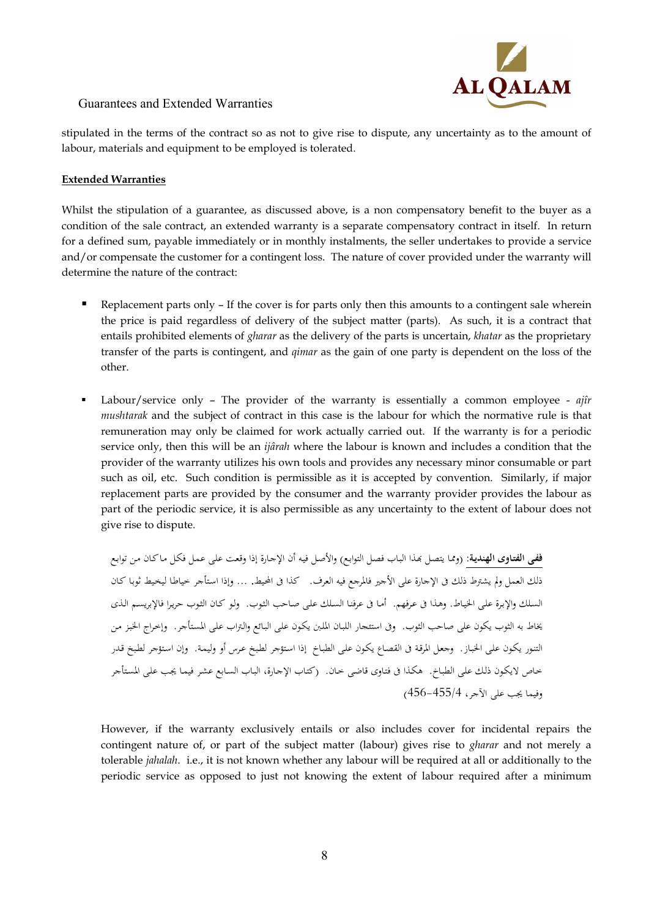stipulated in the terms of the contract so as not to give rise to dispute, any uncertainty as to the amount of labour, materials and equipment to be employed is tolerated.

**Extended Warranties**

Whilst the stipulation of a guarantee, as discussed above, is a non compensatory benefit to the buyer as a condition of the sale contract, an extended warranty is a separate compensatory contract in itself. In return for a defined sum, payable immediately or in monthly instalments, the seller undertakes to provide a service and/or compensate the customer for a contingent loss. The nature of cover provided under the warranty will determine the nature of the contract:

- Replacement parts only – If the cover is for parts only then this amounts to a contingent sale wherein the price is paid regardless of delivery of the subject matter (parts). As such, it is a contract that entails prohibited elements of *gharar* as the delivery of the parts is uncertain, *khatar* as the proprietary transfer of the parts is contingent, and *qimar* as the gain of one party is dependent on the loss of the other.

- Labour/service only – The provider of the warranty is essentially a common employee - *ajîr mushtarak* and the subject of contract in this case is the labour for which the normative rule is that remuneration may only be claimed for work actually carried out. If the warranty is for a periodic service only, then this will be an *ijârah* where the labour is known and includes a condition that the provider of the warranty utilizes his own tools and provides any necessary minor consumable or part such as oil, etc. Such condition is permissible as it is accepted by convention. Similarly, if major replacement parts are provided by the consumer and the warranty provider provides the labour as part of the periodic service, it is also permissible as any uncertainty to the extent of labour does not give rise to dispute.

  **ففي الفتاوى الهندية**: (ومما يتصل بهذا الباب فصل التوابع) والأصل فيه أن الإجارة إذا وقعت على عمل فكل ما كان من توابع ذلك العمل ولم يشترط ذلك في الإجارة على الأجير فالمرجع فيه العرف. كذا في المحيط. ... وإذا استأجر خياطا ليخيط ثوبا كان السلك والإبرة على الخياط. وهذا في عرفهم. أما في عرفنا السلك على صاحب الثوب. ولو كان الثوب حريرا فالإبريسم الذي يخاط به الثوب يكون على صاحب الثوب. وفي استئجار اللبان الملبن يكون على البائع والتراب على المستأجر. وإخراج الخبز من التنور يكون على الخباز. وجعل المرقة في القصاع يكون على الطباخ إذا استؤجر لطبخ عرس أو وليمة. وإن استؤجر لطبخ قدر خاص لايكون ذلك على الطباخ. هكذا في فتاوى قاضي خان. (كتاب الإجارة، الباب السابع عشر فيما يجب على المستأجر وفيما يجب على الآجر، 4/455-456)

  However, if the warranty exclusively entails or also includes cover for incidental repairs the contingent nature of, or part of the subject matter (labour) gives rise to *gharar* and not merely a tolerable *jahalah*. i.e., it is not known whether any labour will be required at all or additionally to the periodic service as opposed to just not knowing the extent of labour required after a minimum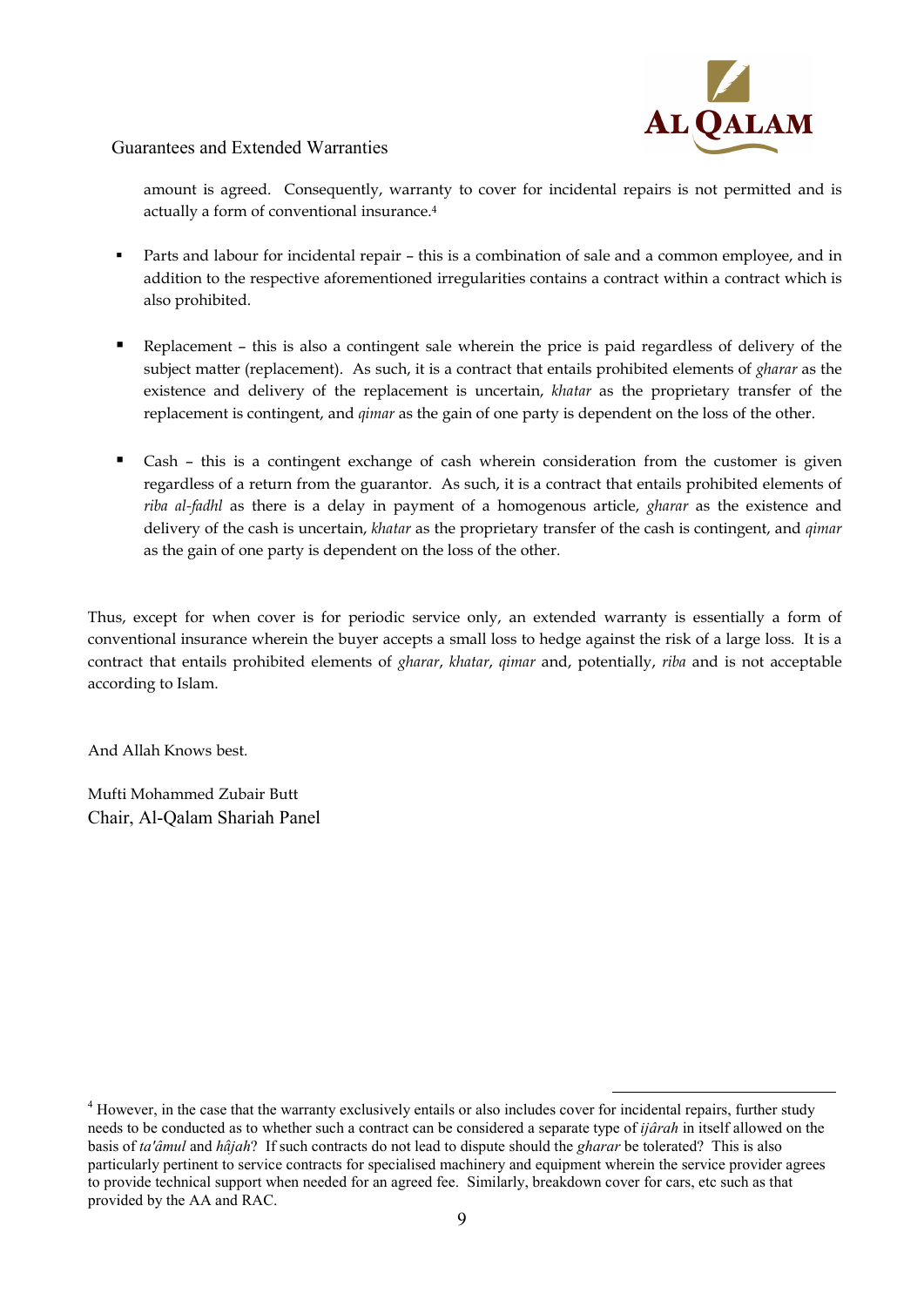amount is agreed. Consequently, warranty to cover for incidental repairs is not permitted and is actually a form of conventional insurance.[4]

- Parts and labour for incidental repair – this is a combination of sale and a common employee, and in addition to the respective aforementioned irregularities contains a contract within a contract which is also prohibited.

- Replacement – this is also a contingent sale wherein the price is paid regardless of delivery of the subject matter (replacement). As such, it is a contract that entails prohibited elements of *gharar* as the existence and delivery of the replacement is uncertain, *khatar* as the proprietary transfer of the replacement is contingent, and *qimar* as the gain of one party is dependent on the loss of the other.

- Cash – this is a contingent exchange of cash wherein consideration from the customer is given regardless of a return from the guarantor. As such, it is a contract that entails prohibited elements of *riba al-fadhl* as there is a delay in payment of a homogenous article, *gharar* as the existence and delivery of the cash is uncertain, *khatar* as the proprietary transfer of the cash is contingent, and *qimar* as the gain of one party is dependent on the loss of the other.

Thus, except for when cover is for periodic service only, an extended warranty is essentially a form of conventional insurance wherein the buyer accepts a small loss to hedge against the risk of a large loss. It is a contract that entails prohibited elements of *gharar*, *khatar*, *qimar* and, potentially, *riba* and is not acceptable according to Islam.

And Allah Knows best.

Mufti Mohammed Zubair Butt
Chair, Al-Qalam Shariah Panel

---

[4] However, in the case that the warranty exclusively entails or also includes cover for incidental repairs, further study needs to be conducted as to whether such a contract can be considered a separate type of *ijârah* in itself allowed on the basis of *ta'âmul* and *hâjah*? If such contracts do not lead to dispute should the *gharar* be tolerated? This is also particularly pertinent to service contracts for specialised machinery and equipment wherein the service provider agrees to provide technical support when needed for an agreed fee. Similarly, breakdown cover for cars, etc such as that provided by the AA and RAC.